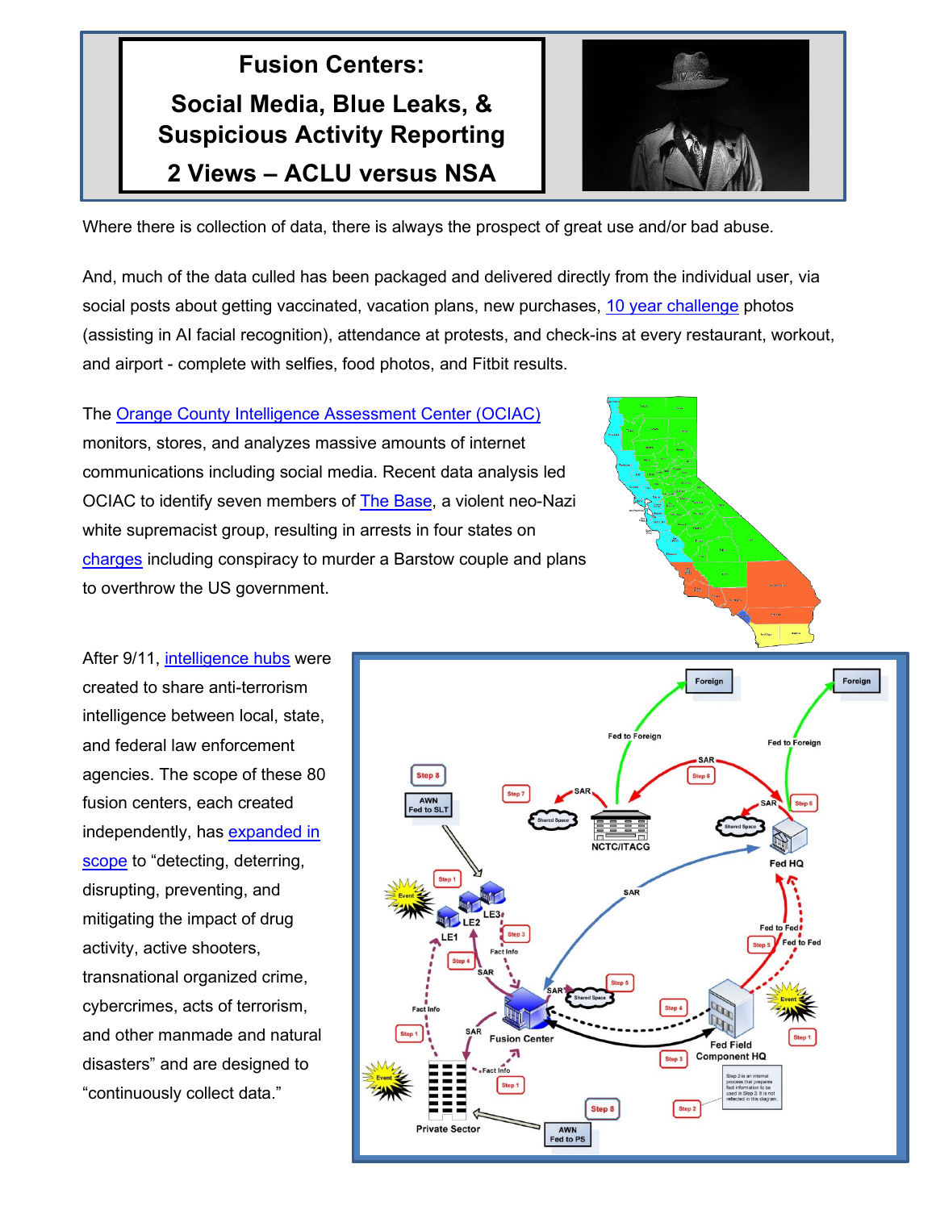# Fusion Centers:

## Social Media, Blue Leaks, & Suspicious Activity Reporting

## 2 Views – ACLU versus NSA

Where there is collection of data, there is always the prospect of great use and/or bad abuse.

And, much of the data culled has been packaged and delivered directly from the individual user, via social posts about getting vaccinated, vacation plans, new purchases, 10 year challenge photos (assisting in AI facial recognition), attendance at protests, and check-ins at every restaurant, workout, and airport - complete with selfies, food photos, and Fitbit results.

The Orange County Intelligence Assessment Center (OCIAC) monitors, stores, and analyzes massive amounts of internet communications including social media. Recent data analysis led OCIAC to identify seven members of The Base, a violent neo-Nazi white supremacist group, resulting in arrests in four states on charges including conspiracy to murder a Barstow couple and plans to overthrow the US government.

After 9/11, intelligence hubs were created to share anti-terrorism intelligence between local, state, and federal law enforcement agencies. The scope of these 80 fusion centers, each created independently, has expanded in scope to "detecting, deterring, disrupting, preventing, and mitigating the impact of drug activity, active shooters, transnational organized crime, cybercrimes, acts of terrorism, and other manmade and natural disasters" and are designed to "continuously collect data."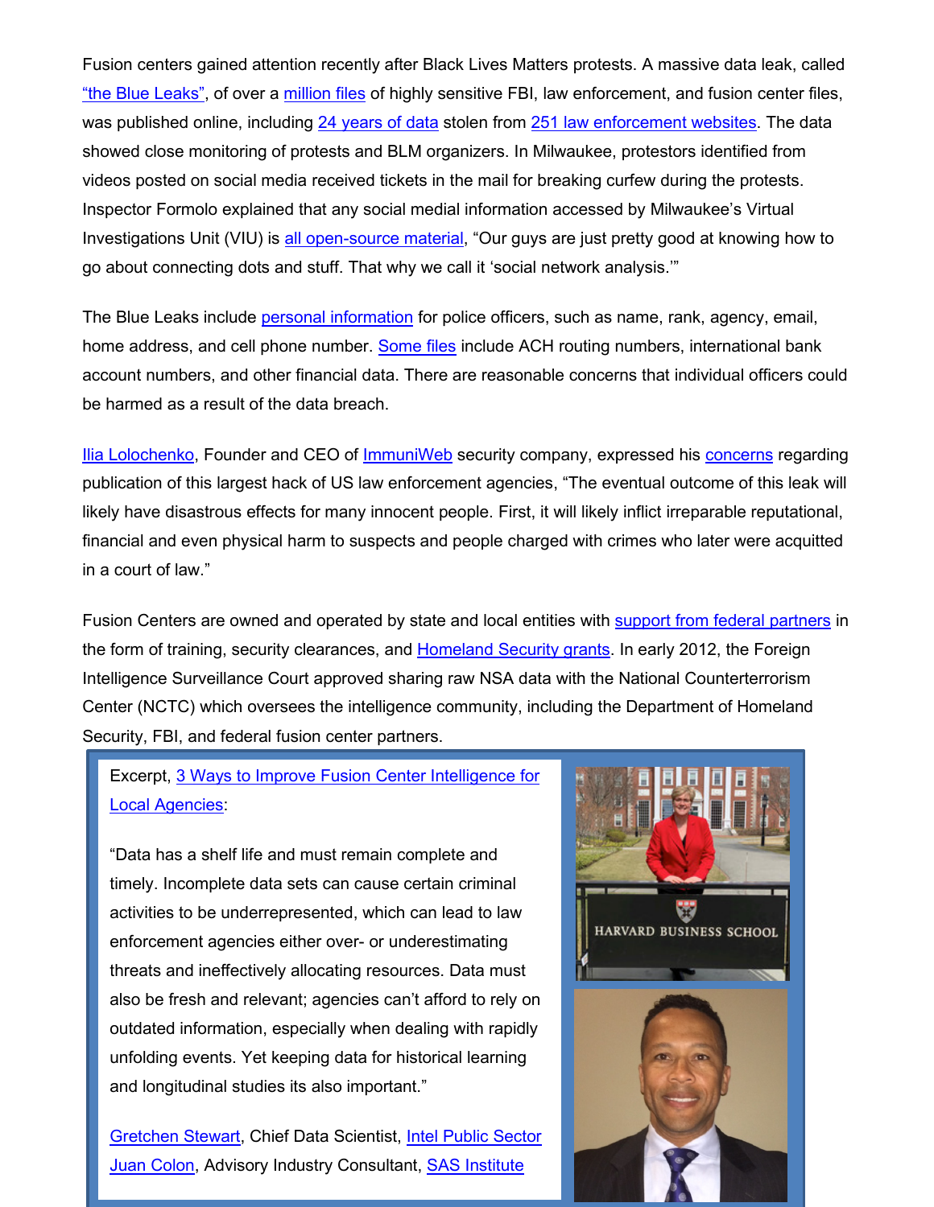Fusion centers gained attention recently after Black Lives Matters protests. A massive data leak, called "the Blue Leaks", of over a million files of highly sensitive FBI, law enforcement, and fusion center files, was published online, including 24 years of data stolen from 251 law enforcement websites. The data showed close monitoring of protests and BLM organizers. In Milwaukee, protestors identified from videos posted on social media received tickets in the mail for breaking curfew during the protests. Inspector Formolo explained that any social medial information accessed by Milwaukee's Virtual Investigations Unit (VIU) is all open-source material, "Our guys are just pretty good at knowing how to go about connecting dots and stuff. That why we call it 'social network analysis.'"

The Blue Leaks include personal information for police officers, such as name, rank, agency, email, home address, and cell phone number. Some files include ACH routing numbers, international bank account numbers, and other financial data. There are reasonable concerns that individual officers could be harmed as a result of the data breach.

Ilia Lolochenko, Founder and CEO of ImmuniWeb security company, expressed his concerns regarding publication of this largest hack of US law enforcement agencies, "The eventual outcome of this leak will likely have disastrous effects for many innocent people. First, it will likely inflict irreparable reputational, financial and even physical harm to suspects and people charged with crimes who later were acquitted in a court of law."

Fusion Centers are owned and operated by state and local entities with support from federal partners in the form of training, security clearances, and Homeland Security grants. In early 2012, the Foreign Intelligence Surveillance Court approved sharing raw NSA data with the National Counterterrorism Center (NCTC) which oversees the intelligence community, including the Department of Homeland Security, FBI, and federal fusion center partners.

Excerpt, 3 Ways to Improve Fusion Center Intelligence for Local Agencies:

"Data has a shelf life and must remain complete and timely. Incomplete data sets can cause certain criminal activities to be underrepresented, which can lead to law enforcement agencies either over- or underestimating threats and ineffectively allocating resources. Data must also be fresh and relevant; agencies can't afford to rely on outdated information, especially when dealing with rapidly unfolding events. Yet keeping data for historical learning and longitudinal studies its also important."

Gretchen Stewart, Chief Data Scientist, Intel Public Sector
Juan Colon, Advisory Industry Consultant, SAS Institute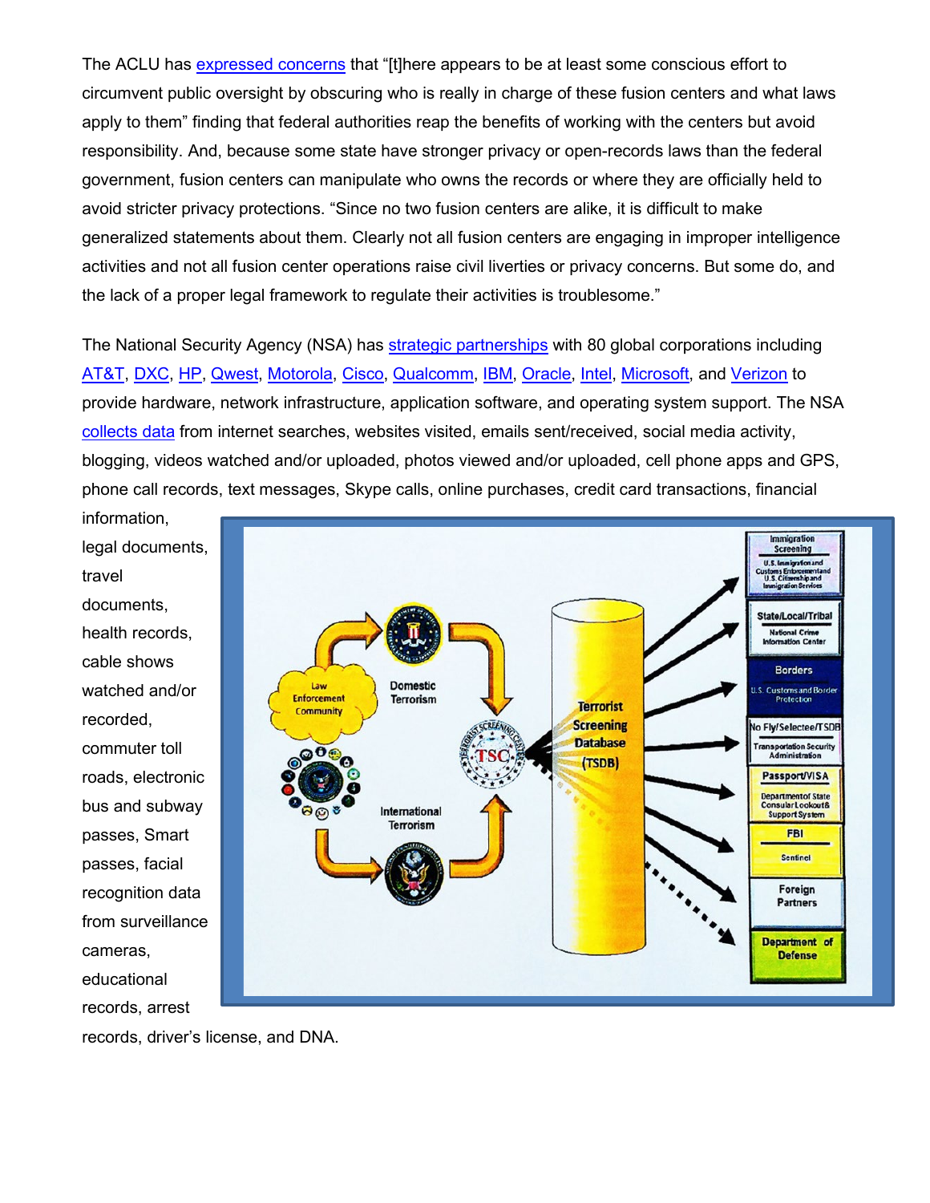The ACLU has [expressed concerns] that "[t]here appears to be at least some conscious effort to circumvent public oversight by obscuring who is really in charge of these fusion centers and what laws apply to them" finding that federal authorities reap the benefits of working with the centers but avoid responsibility. And, because some state have stronger privacy or open-records laws than the federal government, fusion centers can manipulate who owns the records or where they are officially held to avoid stricter privacy protections. "Since no two fusion centers are alike, it is difficult to make generalized statements about them. Clearly not all fusion centers are engaging in improper intelligence activities and not all fusion center operations raise civil liverties or privacy concerns. But some do, and the lack of a proper legal framework to regulate their activities is troublesome."

The National Security Agency (NSA) has strategic partnerships with 80 global corporations including AT&T, DXC, HP, Qwest, Motorola, Cisco, Qualcomm, IBM, Oracle, Intel, Microsoft, and Verizon to provide hardware, network infrastructure, application software, and operating system support. The NSA collects data from internet searches, websites visited, emails sent/received, social media activity, blogging, videos watched and/or uploaded, photos viewed and/or uploaded, cell phone apps and GPS, phone call records, text messages, Skype calls, online purchases, credit card transactions, financial information, legal documents, travel documents, health records, cable shows watched and/or recorded, commuter toll roads, electronic bus and subway passes, Smart passes, facial recognition data from surveillance cameras, educational records, arrest records, driver's license, and DNA.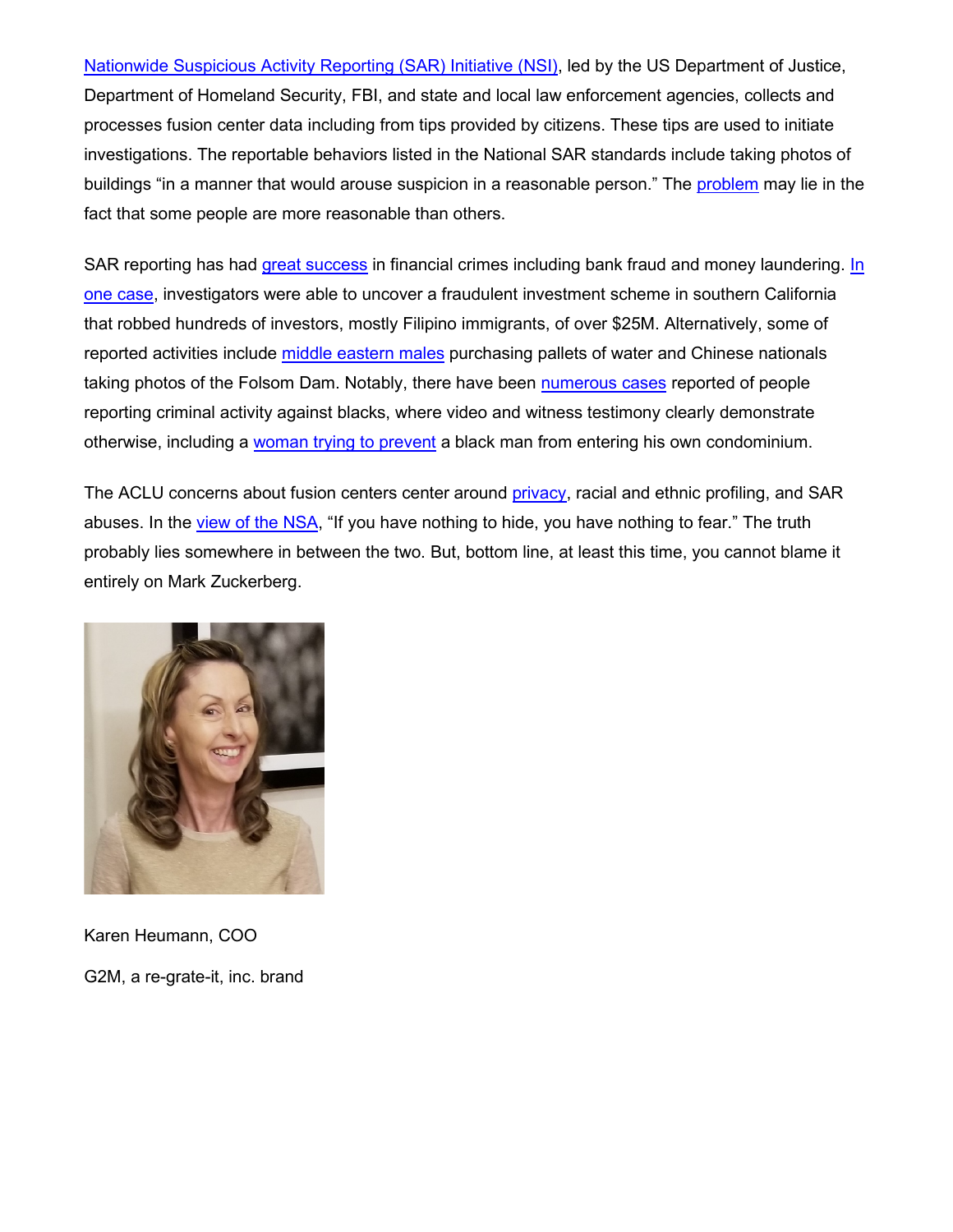Nationwide Suspicious Activity Reporting (SAR) Initiative (NSI), led by the US Department of Justice, Department of Homeland Security, FBI, and state and local law enforcement agencies, collects and processes fusion center data including from tips provided by citizens. These tips are used to initiate investigations. The reportable behaviors listed in the National SAR standards include taking photos of buildings "in a manner that would arouse suspicion in a reasonable person." The problem may lie in the fact that some people are more reasonable than others.

SAR reporting has had great success in financial crimes including bank fraud and money laundering. In one case, investigators were able to uncover a fraudulent investment scheme in southern California that robbed hundreds of investors, mostly Filipino immigrants, of over $25M. Alternatively, some of reported activities include middle eastern males purchasing pallets of water and Chinese nationals taking photos of the Folsom Dam. Notably, there have been numerous cases reported of people reporting criminal activity against blacks, where video and witness testimony clearly demonstrate otherwise, including a woman trying to prevent a black man from entering his own condominium.

The ACLU concerns about fusion centers center around privacy, racial and ethnic profiling, and SAR abuses. In the view of the NSA, "If you have nothing to hide, you have nothing to fear." The truth probably lies somewhere in between the two. But, bottom line, at least this time, you cannot blame it entirely on Mark Zuckerberg.

Karen Heumann, COO

G2M, a re-grate-it, inc. brand